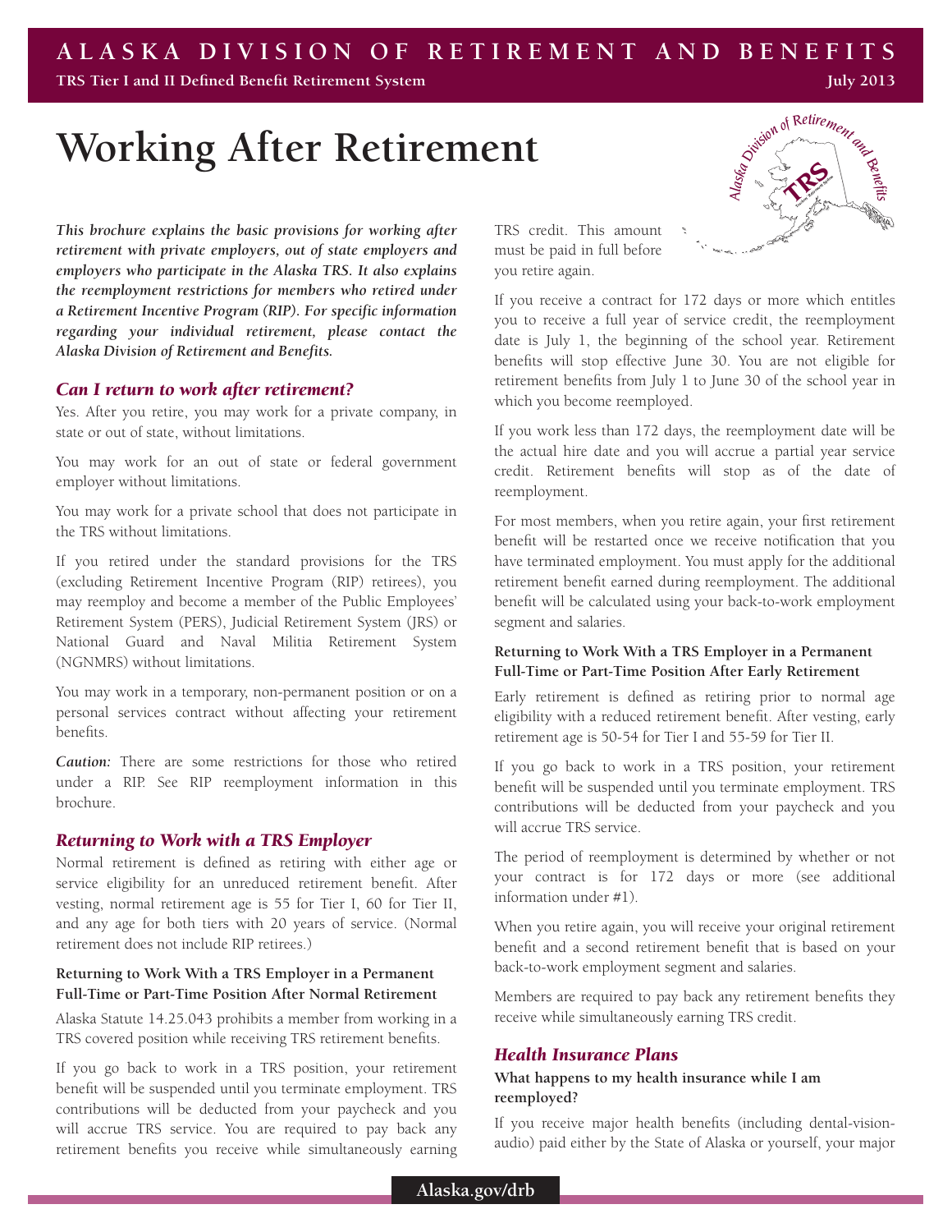# Working After Retirement

*This brochure explains the basic provisions for working after retirement with private employers, out of state employers and employers who participate in the Alaska TRS. It also explains the reemployment restrictions for members who retired under a Retirement Incentive Program (RIP). For specific information regarding your individual retirement, please contact the Alaska Division of Retirement and Benefits.*

## Can I return to work after retirement?

Yes. After you retire, you may work for a private company, in state or out of state, without limitations.

You may work for an out of state or federal government employer without limitations.

You may work for a private school that does not participate in the TRS without limitations.

If you retired under the standard provisions for the TRS (excluding Retirement Incentive Program (RIP) retirees), you may reemploy and become a member of the Public Employees' Retirement System (PERS), Judicial Retirement System (JRS) or National Guard and Naval Militia Retirement System (NGNMRS) without limitations.

You may work in a temporary, non-permanent position or on a personal services contract without affecting your retirement benefits.

***Caution:*** There are some restrictions for those who retired under a RIP. See RIP reemployment information in this brochure.

## Returning to Work with a TRS Employer

Normal retirement is defined as retiring with either age or service eligibility for an unreduced retirement benefit. After vesting, normal retirement age is 55 for Tier I, 60 for Tier II, and any age for both tiers with 20 years of service. (Normal retirement does not include RIP retirees.)

### Returning to Work With a TRS Employer in a Permanent Full-Time or Part-Time Position After Normal Retirement

Alaska Statute 14.25.043 prohibits a member from working in a TRS covered position while receiving TRS retirement benefits.

If you go back to work in a TRS position, your retirement benefit will be suspended until you terminate employment. TRS contributions will be deducted from your paycheck and you will accrue TRS service. You are required to pay back any retirement benefits you receive while simultaneously earning TRS credit. This amount must be paid in full before you retire again.

If you receive a contract for 172 days or more which entitles you to receive a full year of service credit, the reemployment date is July 1, the beginning of the school year. Retirement benefits will stop effective June 30. You are not eligible for retirement benefits from July 1 to June 30 of the school year in which you become reemployed.

If you work less than 172 days, the reemployment date will be the actual hire date and you will accrue a partial year service credit. Retirement benefits will stop as of the date of reemployment.

For most members, when you retire again, your first retirement benefit will be restarted once we receive notification that you have terminated employment. You must apply for the additional retirement benefit earned during reemployment. The additional benefit will be calculated using your back-to-work employment segment and salaries.

### Returning to Work With a TRS Employer in a Permanent Full-Time or Part-Time Position After Early Retirement

Early retirement is defined as retiring prior to normal age eligibility with a reduced retirement benefit. After vesting, early retirement age is 50-54 for Tier I and 55-59 for Tier II.

If you go back to work in a TRS position, your retirement benefit will be suspended until you terminate employment. TRS contributions will be deducted from your paycheck and you will accrue TRS service.

The period of reemployment is determined by whether or not your contract is for 172 days or more (see additional information under #1).

When you retire again, you will receive your original retirement benefit and a second retirement benefit that is based on your back-to-work employment segment and salaries.

Members are required to pay back any retirement benefits they receive while simultaneously earning TRS credit.

## Health Insurance Plans

### What happens to my health insurance while I am reemployed?

If you receive major health benefits (including dental-vision-audio) paid either by the State of Alaska or yourself, your major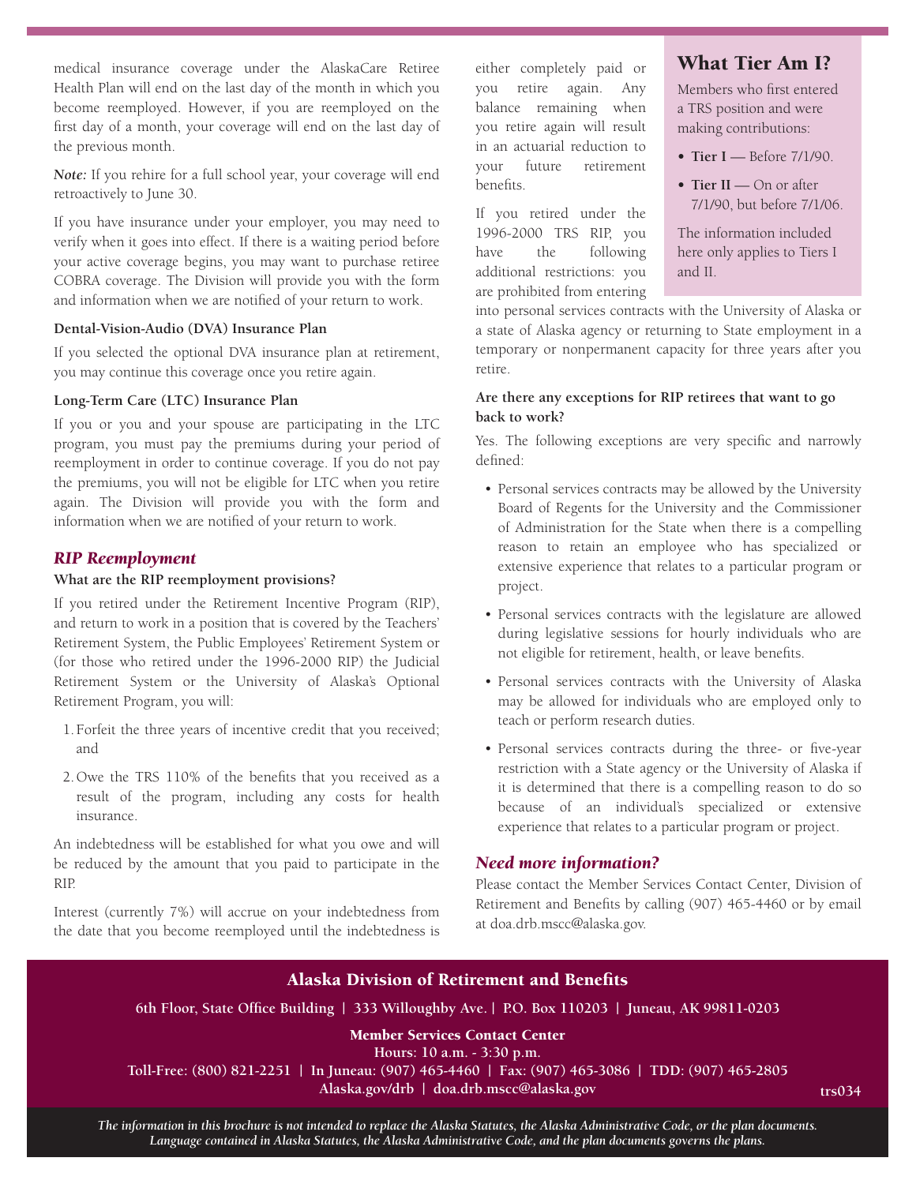medical insurance coverage under the AlaskaCare Retiree Health Plan will end on the last day of the month in which you become reemployed. However, if you are reemployed on the first day of a month, your coverage will end on the last day of the previous month.

*Note:* If you rehire for a full school year, your coverage will end retroactively to June 30.

If you have insurance under your employer, you may need to verify when it goes into effect. If there is a waiting period before your active coverage begins, you may want to purchase retiree COBRA coverage. The Division will provide you with the form and information when we are notified of your return to work.

**Dental-Vision-Audio (DVA) Insurance Plan**

If you selected the optional DVA insurance plan at retirement, you may continue this coverage once you retire again.

**Long-Term Care (LTC) Insurance Plan**

If you or you and your spouse are participating in the LTC program, you must pay the premiums during your period of reemployment in order to continue coverage. If you do not pay the premiums, you will not be eligible for LTC when you retire again. The Division will provide you with the form and information when we are notified of your return to work.

## *RIP Reemployment*

**What are the RIP reemployment provisions?**

If you retired under the Retirement Incentive Program (RIP), and return to work in a position that is covered by the Teachers' Retirement System, the Public Employees' Retirement System or (for those who retired under the 1996-2000 RIP) the Judicial Retirement System or the University of Alaska's Optional Retirement Program, you will:

1. Forfeit the three years of incentive credit that you received; and
2. Owe the TRS 110% of the benefits that you received as a result of the program, including any costs for health insurance.

An indebtedness will be established for what you owe and will be reduced by the amount that you paid to participate in the RIP.

Interest (currently 7%) will accrue on your indebtedness from the date that you become reemployed until the indebtedness is either completely paid or you retire again. Any balance remaining when you retire again will result in an actuarial reduction to your future retirement benefits.

If you retired under the 1996-2000 TRS RIP, you have the following additional restrictions: you are prohibited from entering into personal services contracts with the University of Alaska or a state of Alaska agency or returning to State employment in a temporary or nonpermanent capacity for three years after you retire.

**Are there any exceptions for RIP retirees that want to go back to work?**

Yes. The following exceptions are very specific and narrowly defined:

- Personal services contracts may be allowed by the University Board of Regents for the University and the Commissioner of Administration for the State when there is a compelling reason to retain an employee who has specialized or extensive experience that relates to a particular program or project.
- Personal services contracts with the legislature are allowed during legislative sessions for hourly individuals who are not eligible for retirement, health, or leave benefits.
- Personal services contracts with the University of Alaska may be allowed for individuals who are employed only to teach or perform research duties.
- Personal services contracts during the three- or five-year restriction with a State agency or the University of Alaska if it is determined that there is a compelling reason to do so because of an individual's specialized or extensive experience that relates to a particular program or project.

## What Tier Am I?

Members who first entered a TRS position and were making contributions:

- **Tier I** — Before 7/1/90.
- **Tier II** — On or after 7/1/90, but before 7/1/06.

The information included here only applies to Tiers I and II.

## *Need more information?*

Please contact the Member Services Contact Center, Division of Retirement and Benefits by calling (907) 465-4460 or by email at doa.drb.mscc@alaska.gov.

**Alaska Division of Retirement and Benefits**

**6th Floor, State Office Building | 333 Willoughby Ave. | P.O. Box 110203 | Juneau, AK 99811-0203**

**Member Services Contact Center**
**Hours: 10 a.m. - 3:30 p.m.**
**Toll-Free: (800) 821-2251 | In Juneau: (907) 465-4460 | Fax: (907) 465-3086 | TDD: (907) 465-2805**
**Alaska.gov/drb | doa.drb.mscc@alaska.gov**

trs034

***The information in this brochure is not intended to replace the Alaska Statutes, the Alaska Administrative Code, or the plan documents. Language contained in Alaska Statutes, the Alaska Administrative Code, and the plan documents governs the plans.***